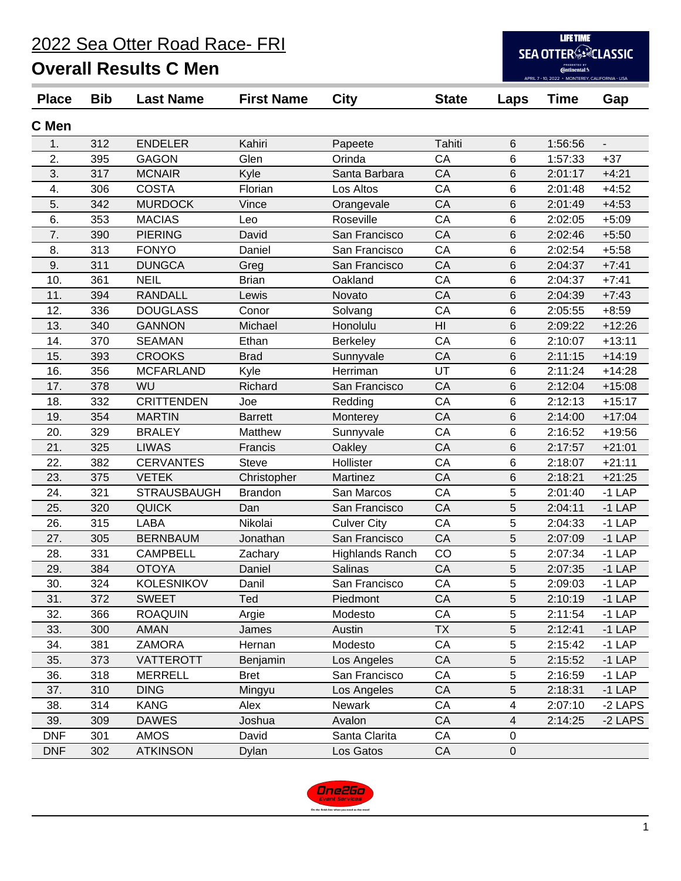# 2022 Sea Otter Road Race- FRI

## Overall Results C Men

| Place | Bib | Last Name | First Name | City | State | Laps | Time | Gap |
|---|---|---|---|---|---|---|---|---|
| **C Men** | | | | | | | | |
| 1. | 312 | ENDELER | Kahiri | Papeete | Tahiti | 6 | 1:56:56 | - |
| 2. | 395 | GAGON | Glen | Orinda | CA | 6 | 1:57:33 | +37 |
| 3. | 317 | MCNAIR | Kyle | Santa Barbara | CA | 6 | 2:01:17 | +4:21 |
| 4. | 306 | COSTA | Florian | Los Altos | CA | 6 | 2:01:48 | +4:52 |
| 5. | 342 | MURDOCK | Vince | Orangevale | CA | 6 | 2:01:49 | +4:53 |
| 6. | 353 | MACIAS | Leo | Roseville | CA | 6 | 2:02:05 | +5:09 |
| 7. | 390 | PIERING | David | San Francisco | CA | 6 | 2:02:46 | +5:50 |
| 8. | 313 | FONYO | Daniel | San Francisco | CA | 6 | 2:02:54 | +5:58 |
| 9. | 311 | DUNGCA | Greg | San Francisco | CA | 6 | 2:04:37 | +7:41 |
| 10. | 361 | NEIL | Brian | Oakland | CA | 6 | 2:04:37 | +7:41 |
| 11. | 394 | RANDALL | Lewis | Novato | CA | 6 | 2:04:39 | +7:43 |
| 12. | 336 | DOUGLASS | Conor | Solvang | CA | 6 | 2:05:55 | +8:59 |
| 13. | 340 | GANNON | Michael | Honolulu | HI | 6 | 2:09:22 | +12:26 |
| 14. | 370 | SEAMAN | Ethan | Berkeley | CA | 6 | 2:10:07 | +13:11 |
| 15. | 393 | CROOKS | Brad | Sunnyvale | CA | 6 | 2:11:15 | +14:19 |
| 16. | 356 | MCFARLAND | Kyle | Herriman | UT | 6 | 2:11:24 | +14:28 |
| 17. | 378 | WU | Richard | San Francisco | CA | 6 | 2:12:04 | +15:08 |
| 18. | 332 | CRITTENDEN | Joe | Redding | CA | 6 | 2:12:13 | +15:17 |
| 19. | 354 | MARTIN | Barrett | Monterey | CA | 6 | 2:14:00 | +17:04 |
| 20. | 329 | BRALEY | Matthew | Sunnyvale | CA | 6 | 2:16:52 | +19:56 |
| 21. | 325 | LIWAS | Francis | Oakley | CA | 6 | 2:17:57 | +21:01 |
| 22. | 382 | CERVANTES | Steve | Hollister | CA | 6 | 2:18:07 | +21:11 |
| 23. | 375 | VETEK | Christopher | Martinez | CA | 6 | 2:18:21 | +21:25 |
| 24. | 321 | STRAUSBAUGH | Brandon | San Marcos | CA | 5 | 2:01:40 | -1 LAP |
| 25. | 320 | QUICK | Dan | San Francisco | CA | 5 | 2:04:11 | -1 LAP |
| 26. | 315 | LABA | Nikolai | Culver City | CA | 5 | 2:04:33 | -1 LAP |
| 27. | 305 | BERNBAUM | Jonathan | San Francisco | CA | 5 | 2:07:09 | -1 LAP |
| 28. | 331 | CAMPBELL | Zachary | Highlands Ranch | CO | 5 | 2:07:34 | -1 LAP |
| 29. | 384 | OTOYA | Daniel | Salinas | CA | 5 | 2:07:35 | -1 LAP |
| 30. | 324 | KOLESNIKOV | Danil | San Francisco | CA | 5 | 2:09:03 | -1 LAP |
| 31. | 372 | SWEET | Ted | Piedmont | CA | 5 | 2:10:19 | -1 LAP |
| 32. | 366 | ROAQUIN | Argie | Modesto | CA | 5 | 2:11:54 | -1 LAP |
| 33. | 300 | AMAN | James | Austin | TX | 5 | 2:12:41 | -1 LAP |
| 34. | 381 | ZAMORA | Hernan | Modesto | CA | 5 | 2:15:42 | -1 LAP |
| 35. | 373 | VATTEROTT | Benjamin | Los Angeles | CA | 5 | 2:15:52 | -1 LAP |
| 36. | 318 | MERRELL | Bret | San Francisco | CA | 5 | 2:16:59 | -1 LAP |
| 37. | 310 | DING | Mingyu | Los Angeles | CA | 5 | 2:18:31 | -1 LAP |
| 38. | 314 | KANG | Alex | Newark | CA | 4 | 2:07:10 | -2 LAPS |
| 39. | 309 | DAWES | Joshua | Avalon | CA | 4 | 2:14:25 | -2 LAPS |
| DNF | 301 | AMOS | David | Santa Clarita | CA | 0 | | |
| DNF | 302 | ATKINSON | Dylan | Los Gatos | CA | 0 | | |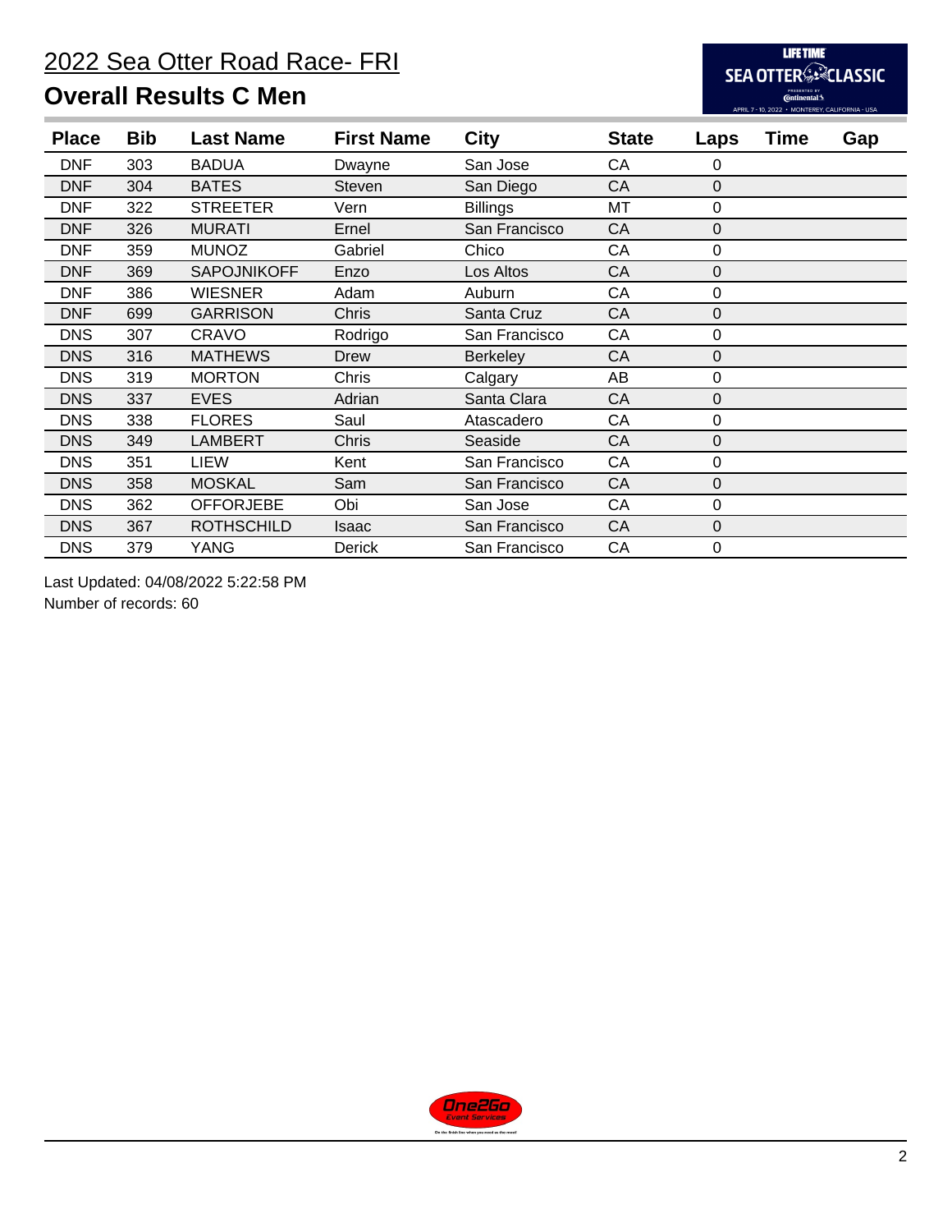# 2022 Sea Otter Road Race- FRI

## Overall Results C Men

| Place | Bib | Last Name | First Name | City | State | Laps | Time | Gap |
|---|---|---|---|---|---|---|---|---|
| DNF | 303 | BADUA | Dwayne | San Jose | CA | 0 | | |
| DNF | 304 | BATES | Steven | San Diego | CA | 0 | | |
| DNF | 322 | STREETER | Vern | Billings | MT | 0 | | |
| DNF | 326 | MURATI | Ernel | San Francisco | CA | 0 | | |
| DNF | 359 | MUNOZ | Gabriel | Chico | CA | 0 | | |
| DNF | 369 | SAPOJNIKOFF | Enzo | Los Altos | CA | 0 | | |
| DNF | 386 | WIESNER | Adam | Auburn | CA | 0 | | |
| DNF | 699 | GARRISON | Chris | Santa Cruz | CA | 0 | | |
| DNS | 307 | CRAVO | Rodrigo | San Francisco | CA | 0 | | |
| DNS | 316 | MATHEWS | Drew | Berkeley | CA | 0 | | |
| DNS | 319 | MORTON | Chris | Calgary | AB | 0 | | |
| DNS | 337 | EVES | Adrian | Santa Clara | CA | 0 | | |
| DNS | 338 | FLORES | Saul | Atascadero | CA | 0 | | |
| DNS | 349 | LAMBERT | Chris | Seaside | CA | 0 | | |
| DNS | 351 | LIEW | Kent | San Francisco | CA | 0 | | |
| DNS | 358 | MOSKAL | Sam | San Francisco | CA | 0 | | |
| DNS | 362 | OFFORJEBE | Obi | San Jose | CA | 0 | | |
| DNS | 367 | ROTHSCHILD | Isaac | San Francisco | CA | 0 | | |
| DNS | 379 | YANG | Derick | San Francisco | CA | 0 | | |

Last Updated: 04/08/2022 5:22:58 PM

Number of records: 60